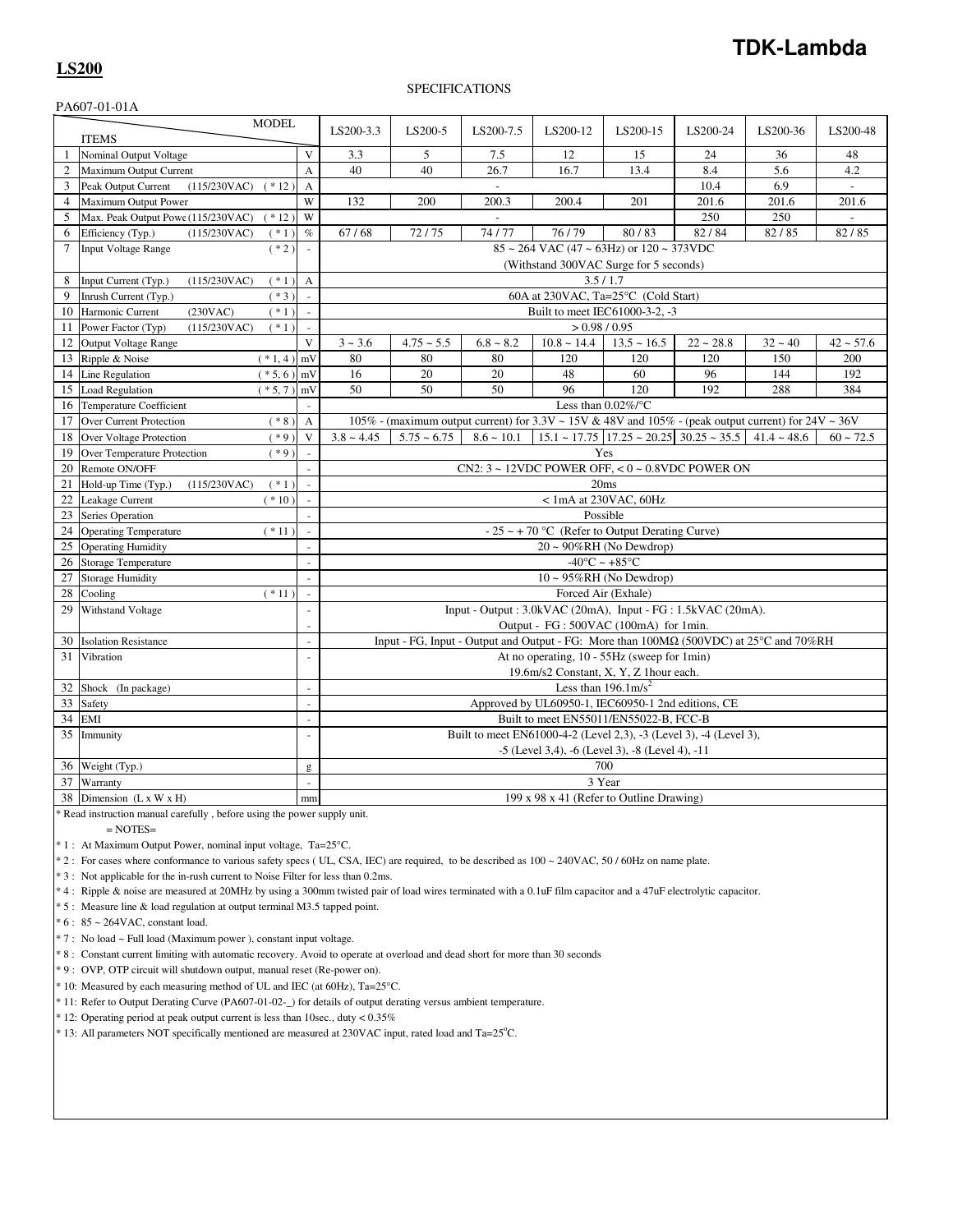**TDK-Lambda**

## LS200

SPECIFICATIONS

PA607-01-01A

| | ITEMS / MODEL | | LS200-3.3 | LS200-5 | LS200-7.5 | LS200-12 | LS200-15 | LS200-24 | LS200-36 | LS200-48 |
|---|---|---|---|---|---|---|---|---|---|---|
| 1 | Nominal Output Voltage | V | 3.3 | 5 | 7.5 | 12 | 15 | 24 | 36 | 48 |
| 2 | Maximum Output Current | A | 40 | 40 | 26.7 | 16.7 | 13.4 | 8.4 | 5.6 | 4.2 |
| 3 | Peak Output Current (115/230VAC) (*12) | A | - | | | | | 10.4 | 6.9 | - |
| 4 | Maximum Output Power | W | 132 | 200 | 200.3 | 200.4 | 201 | 201.6 | 201.6 | 201.6 |
| 5 | Max. Peak Output Powe (115/230VAC) (*12) | W | - | | | | | 250 | 250 | - |
| 6 | Efficiency (Typ.) (115/230VAC) (*1) | % | 67 / 68 | 72 / 75 | 74 / 77 | 76 / 79 | 80 / 83 | 82 / 84 | 82 / 85 | 82 / 85 |
| 7 | Input Voltage Range (*2) | - | 85 ~ 264 VAC (47 ~ 63Hz) or 120 ~ 373VDC (Withstand 300VAC Surge for 5 seconds) | | | | | | | |
| 8 | Input Current (Typ.) (115/230VAC) (*1) | A | 3.5 / 1.7 | | | | | | | |
| 9 | Inrush Current (Typ.) (*3) | - | 60A at 230VAC, Ta=25°C (Cold Start) | | | | | | | |
| 10 | Harmonic Current (230VAC) (*1) | - | Built to meet IEC61000-3-2, -3 | | | | | | | |
| 11 | Power Factor (Typ) (115/230VAC) (*1) | - | > 0.98 / 0.95 | | | | | | | |
| 12 | Output Voltage Range | V | 3 ~ 3.6 | 4.75 ~ 5.5 | 6.8 ~ 8.2 | 10.8 ~ 14.4 | 13.5 ~ 16.5 | 22 ~ 28.8 | 32 ~ 40 | 42 ~ 57.6 |
| 13 | Ripple & Noise (*1, 4) | mV | 80 | 80 | 80 | 120 | 120 | 120 | 150 | 200 |
| 14 | Line Regulation (*5, 6) | mV | 16 | 20 | 20 | 48 | 60 | 96 | 144 | 192 |
| 15 | Load Regulation (*5, 7) | mV | 50 | 50 | 50 | 96 | 120 | 192 | 288 | 384 |
| 16 | Temperature Coefficient | - | Less than 0.02%/°C | | | | | | | |
| 17 | Over Current Protection (*8) | A | 105% - (maximum output current) for 3.3V ~ 15V & 48V and 105% - (peak output current) for 24V ~ 36V | | | | | | | |
| 18 | Over Voltage Protection (*9) | V | 3.8 ~ 4.45 | 5.75 ~ 6.75 | 8.6 ~ 10.1 | 15.1 ~ 17.75 | 17.25 ~ 20.25 | 30.25 ~ 35.5 | 41.4 ~ 48.6 | 60 ~ 72.5 |
| 19 | Over Temperature Protection (*9) | - | Yes | | | | | | | |
| 20 | Remote ON/OFF | - | CN2: 3 ~ 12VDC POWER OFF, < 0 ~ 0.8VDC POWER ON | | | | | | | |
| 21 | Hold-up Time (Typ.) (115/230VAC) (*1) | - | 20ms | | | | | | | |
| 22 | Leakage Current (*10) | - | < 1mA at 230VAC, 60Hz | | | | | | | |
| 23 | Series Operation | - | Possible | | | | | | | |
| 24 | Operating Temperature (*11) | - | - 25 ~ + 70 °C (Refer to Output Derating Curve) | | | | | | | |
| 25 | Operating Humidity | - | 20 ~ 90%RH (No Dewdrop) | | | | | | | |
| 26 | Storage Temperature | - | -40°C ~ +85°C | | | | | | | |
| 27 | Storage Humidity | - | 10 ~ 95%RH (No Dewdrop) | | | | | | | |
| 28 | Cooling (*11) | - | Forced Air (Exhale) | | | | | | | |
| 29 | Withstand Voltage | - | Input - Output : 3.0kVAC (20mA), Input - FG : 1.5kVAC (20mA). Output - FG : 500VAC (100mA) for 1min. | | | | | | | |
| 30 | Isolation Resistance | - | Input - FG, Input - Output and Output - FG: More than 100MΩ (500VDC) at 25°C and 70%RH | | | | | | | |
| 31 | Vibration | - | At no operating, 10 - 55Hz (sweep for 1min) 19.6m/s2 Constant, X, Y, Z 1hour each. | | | | | | | |
| 32 | Shock (In package) | - | Less than 196.1m/s$^2$ | | | | | | | |
| 33 | Safety | - | Approved by UL60950-1, IEC60950-1 2nd editions, CE | | | | | | | |
| 34 | EMI | - | Built to meet EN55011/EN55022-B, FCC-B | | | | | | | |
| 35 | Immunity | - | Built to meet EN61000-4-2 (Level 2,3), -3 (Level 3), -4 (Level 3), -5 (Level 3,4), -6 (Level 3), -8 (Level 4), -11 | | | | | | | |
| 36 | Weight (Typ.) | g | 700 | | | | | | | |
| 37 | Warranty | - | 3 Year | | | | | | | |
| 38 | Dimension (L x W x H) | mm | 199 x 98 x 41 (Refer to Outline Drawing) | | | | | | | |

\* Read instruction manual carefully , before using the power supply unit.

= NOTES=

\* 1 : At Maximum Output Power, nominal input voltage, Ta=25°C.

\* 2 : For cases where conformance to various safety specs ( UL, CSA, IEC) are required, to be described as 100 ~ 240VAC, 50 / 60Hz on name plate.

\* 3 : Not applicable for the in-rush current to Noise Filter for less than 0.2ms.

\* 4 : Ripple & noise are measured at 20MHz by using a 300mm twisted pair of load wires terminated with a 0.1uF film capacitor and a 47uF electrolytic capacitor.

\* 5 : Measure line & load regulation at output terminal M3.5 tapped point.

\* 6 : 85 ~ 264VAC, constant load.

\* 7 : No load ~ Full load (Maximum power ), constant input voltage.

\* 8 : Constant current limiting with automatic recovery. Avoid to operate at overload and dead short for more than 30 seconds

\* 9 : OVP, OTP circuit will shutdown output, manual reset (Re-power on).

\* 10: Measured by each measuring method of UL and IEC (at 60Hz), Ta=25°C.

\* 11: Refer to Output Derating Curve (PA607-01-02-_) for details of output derating versus ambient temperature.

\* 12: Operating period at peak output current is less than 10sec., duty < 0.35%

\* 13: All parameters NOT specifically mentioned are measured at 230VAC input, rated load and Ta=25°C.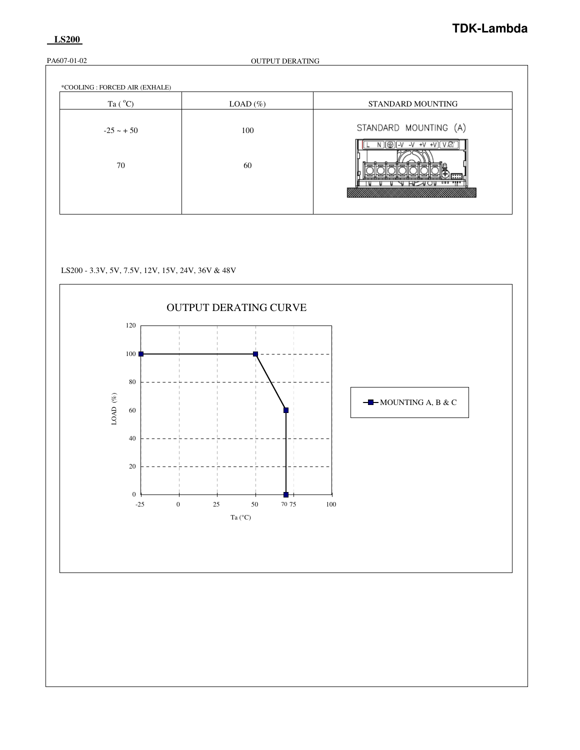**LS200**

TDK-Lambda

PA607-01-02

OUTPUT DERATING

*COOLING : FORCED AIR (EXHALE)

| Ta ( °C) | LOAD (%) | STANDARD MOUNTING |
|---|---|---|
| -25 ~ + 50 | 100 | STANDARD MOUNTING (A) |
| 70 | 60 | |

LS200 - 3.3V, 5V, 7.5V, 12V, 15V, 24V, 36V & 48V

OUTPUT DERATING CURVE

LOAD (%)

120
100
80
60
40
20
0

-25
0
25
50
70
75
100

Ta (°C)

MOUNTING A, B & C